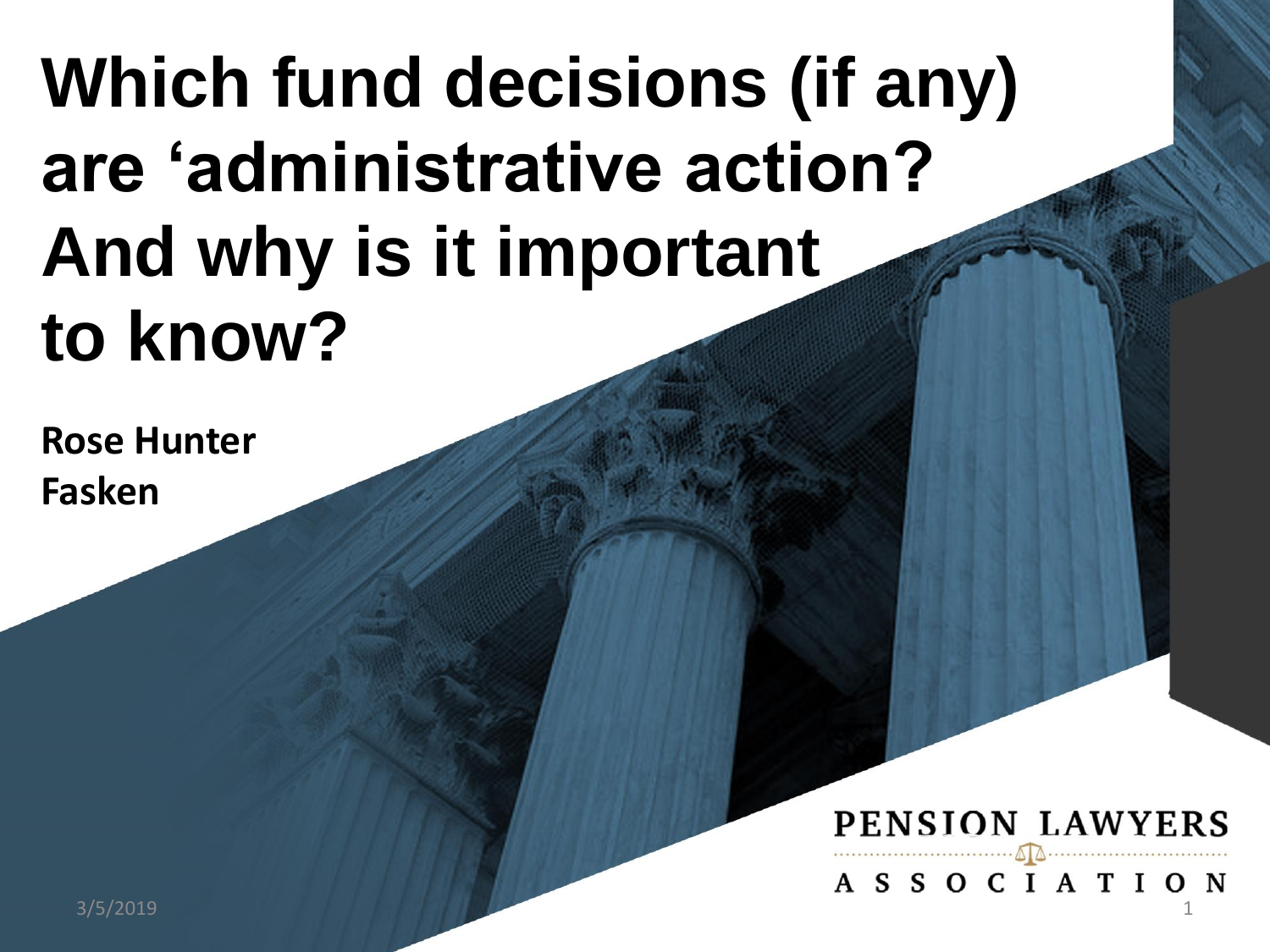# Which fund decisions (if any) are 'administrative action? And why is it important to know?

**Rose Hunter**
**Fasken**

PENSION LAWYERS ASSOCIATION

3/5/2019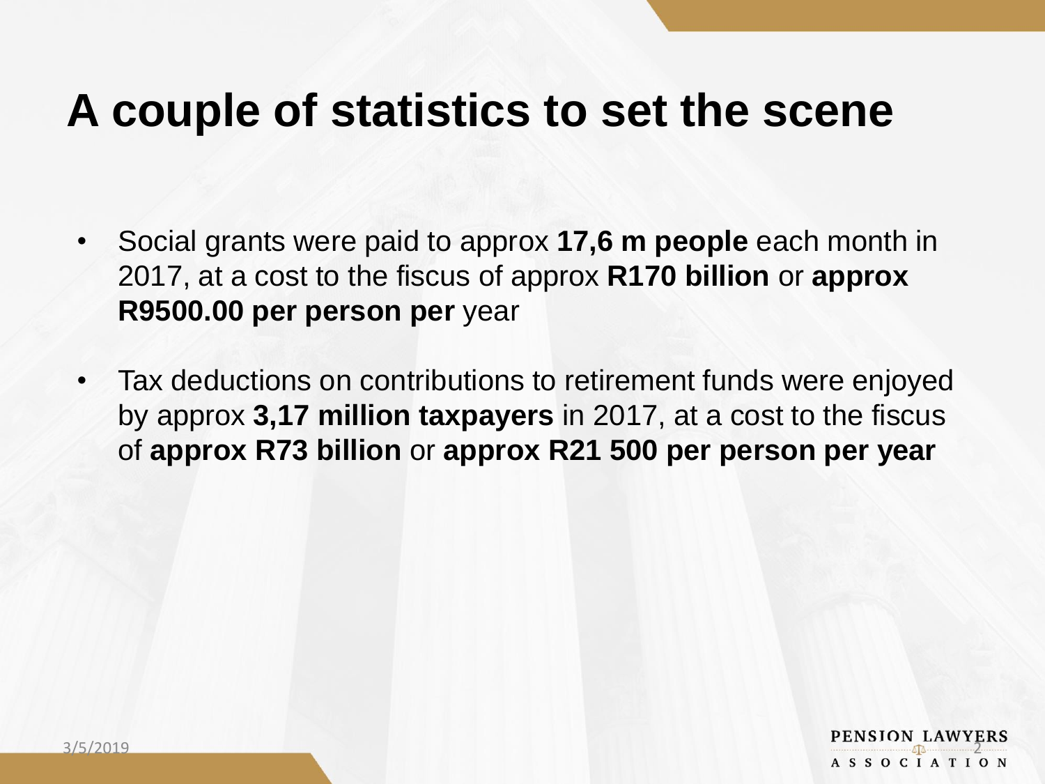# A couple of statistics to set the scene

- Social grants were paid to approx **17,6 m people** each month in 2017, at a cost to the fiscus of approx **R170 billion** or **approx R9500.00 per person per** year
- Tax deductions on contributions to retirement funds were enjoyed by approx **3,17 million taxpayers** in 2017, at a cost to the fiscus of **approx R73 billion** or **approx R21 500 per person per year**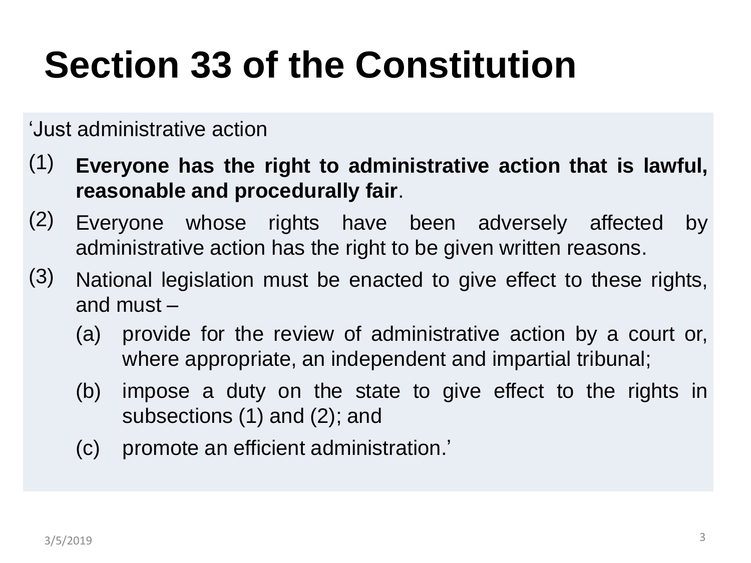# Section 33 of the Constitution

'Just administrative action

(1) **Everyone has the right to administrative action that is lawful, reasonable and procedurally fair**.

(2) Everyone whose rights have been adversely affected by administrative action has the right to be given written reasons.

(3) National legislation must be enacted to give effect to these rights, and must –

   (a) provide for the review of administrative action by a court or, where appropriate, an independent and impartial tribunal;

   (b) impose a duty on the state to give effect to the rights in subsections (1) and (2); and

   (c) promote an efficient administration.'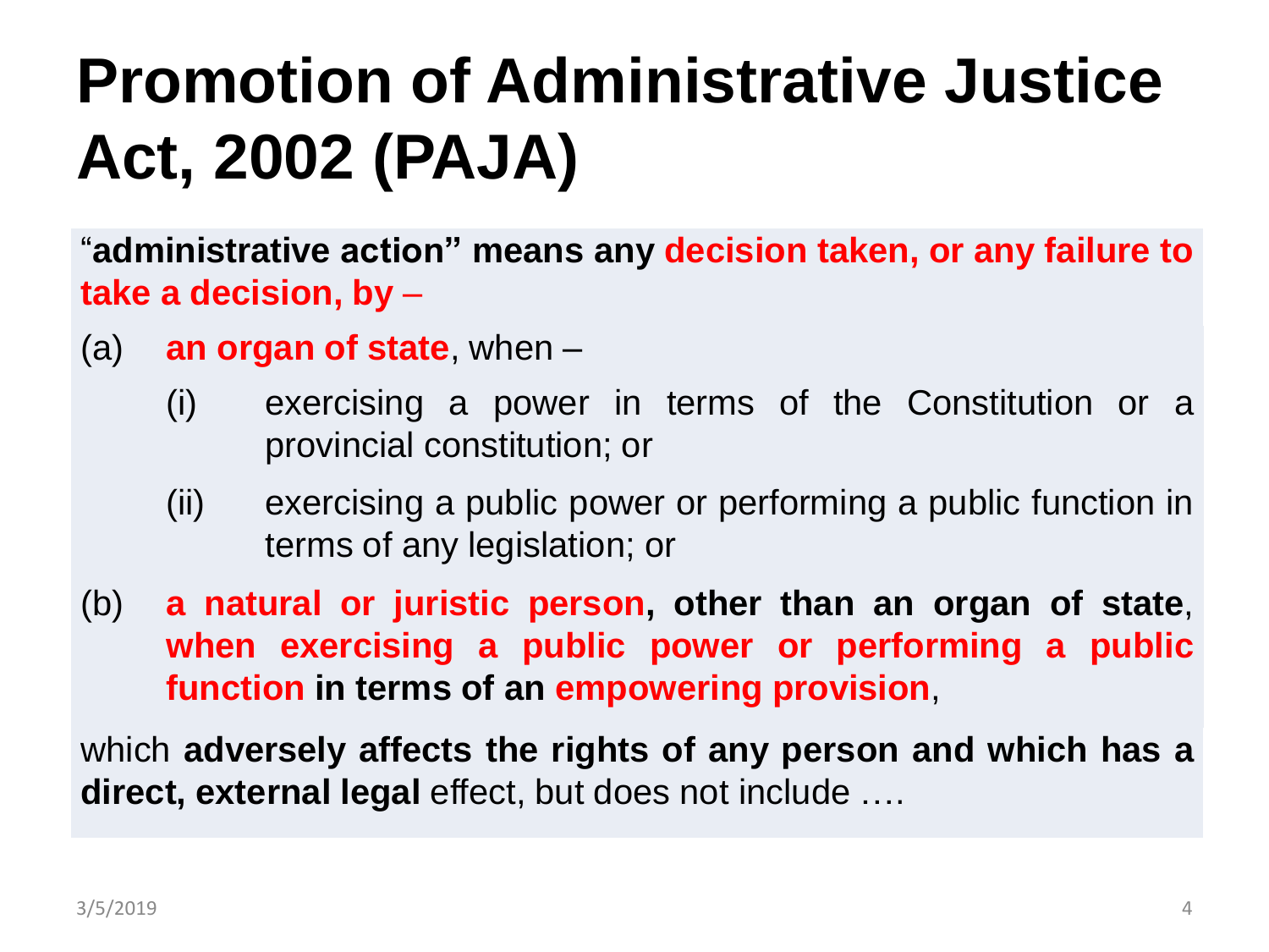# Promotion of Administrative Justice Act, 2002 (PAJA)

"**administrative action" means any decision taken, or any failure to take a decision, by –**

(a) **an organ of state**, when –

   (i) exercising a power in terms of the Constitution or a provincial constitution; or

   (ii) exercising a public power or performing a public function in terms of any legislation; or

(b) **a natural or juristic person, other than an organ of state**, **when exercising a public power or performing a public function in terms of an empowering provision**,

which **adversely affects the rights of any person and which has a direct, external legal** effect, but does not include ….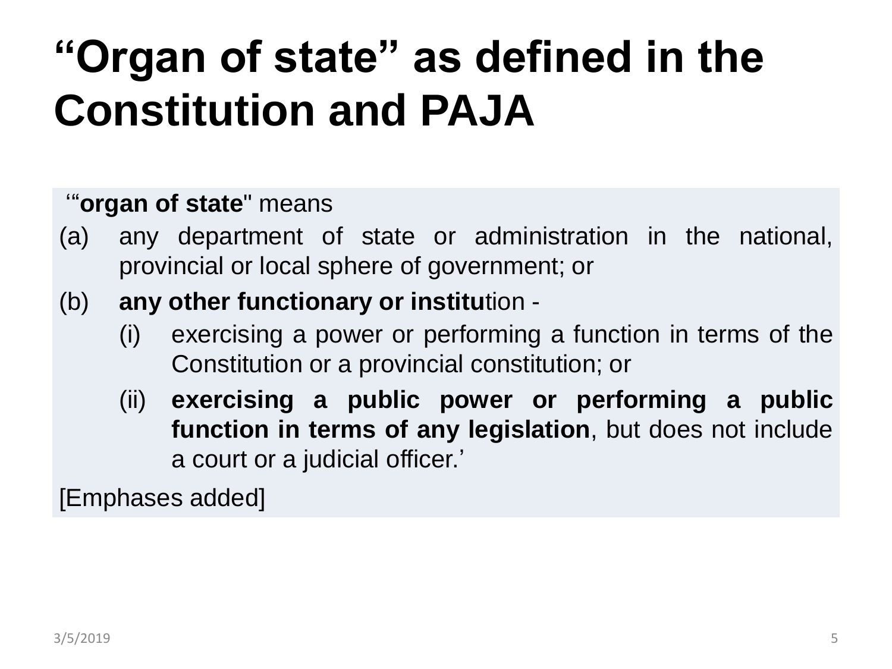# "Organ of state" as defined in the Constitution and PAJA

'"**organ of state**" means

(a) any department of state or administration in the national, provincial or local sphere of government; or

(b) **any other functionary or institu**tion -

  (i) exercising a power or performing a function in terms of the Constitution or a provincial constitution; or

  (ii) **exercising a public power or performing a public function in terms of any legislation**, but does not include a court or a judicial officer.'

[Emphases added]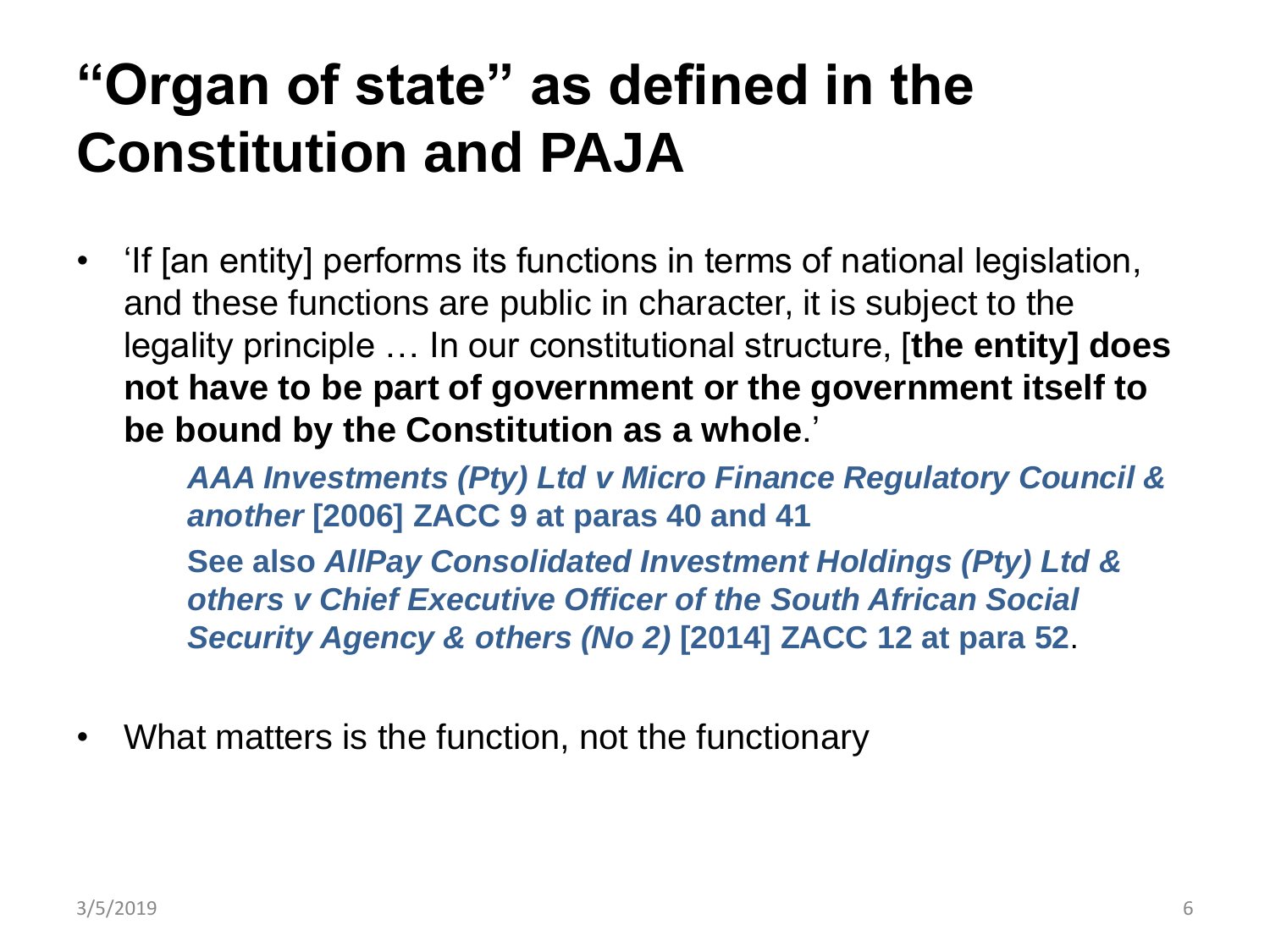# "Organ of state" as defined in the Constitution and PAJA

- 'If [an entity] performs its functions in terms of national legislation, and these functions are public in character, it is subject to the legality principle … In our constitutional structure, [**the entity] does not have to be part of government or the government itself to be bound by the Constitution as a whole**.'

  ***AAA Investments (Pty) Ltd v Micro Finance Regulatory Council & another* [2006] ZACC 9 at paras 40 and 41**

  **See also *AllPay Consolidated Investment Holdings (Pty) Ltd & others v Chief Executive Officer of the South African Social Security Agency & others (No 2)* [2014] ZACC 12 at para 52**.

- What matters is the function, not the functionary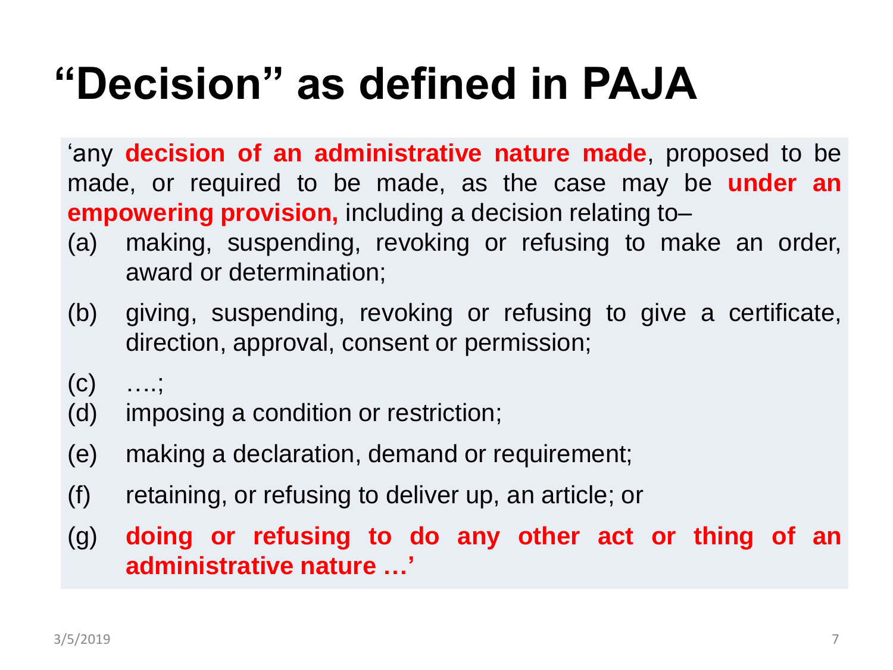# "Decision" as defined in PAJA

'any **decision of an administrative nature made**, proposed to be made, or required to be made, as the case may be **under an empowering provision,** including a decision relating to–

(a) making, suspending, revoking or refusing to make an order, award or determination;

(b) giving, suspending, revoking or refusing to give a certificate, direction, approval, consent or permission;

(c) ….;

(d) imposing a condition or restriction;

(e) making a declaration, demand or requirement;

(f) retaining, or refusing to deliver up, an article; or

(g) **doing or refusing to do any other act or thing of an administrative nature …'**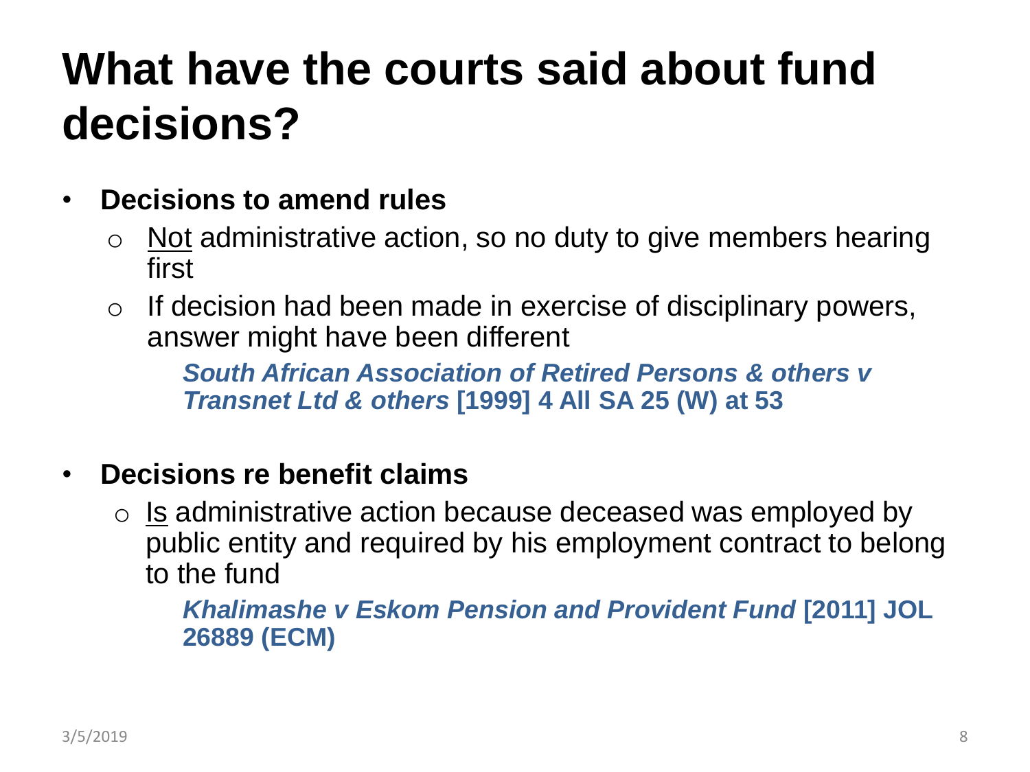# What have the courts said about fund decisions?

- **Decisions to amend rules**
  - <u>Not</u> administrative action, so no duty to give members hearing first
  - If decision had been made in exercise of disciplinary powers, answer might have been different

    ***South African Association of Retired Persons & others v Transnet Ltd & others* [1999] 4 All SA 25 (W) at 53**

- **Decisions re benefit claims**
  - <u>Is</u> administrative action because deceased was employed by public entity and required by his employment contract to belong to the fund

    ***Khalimashe v Eskom Pension and Provident Fund* [2011] JOL 26889 (ECM)**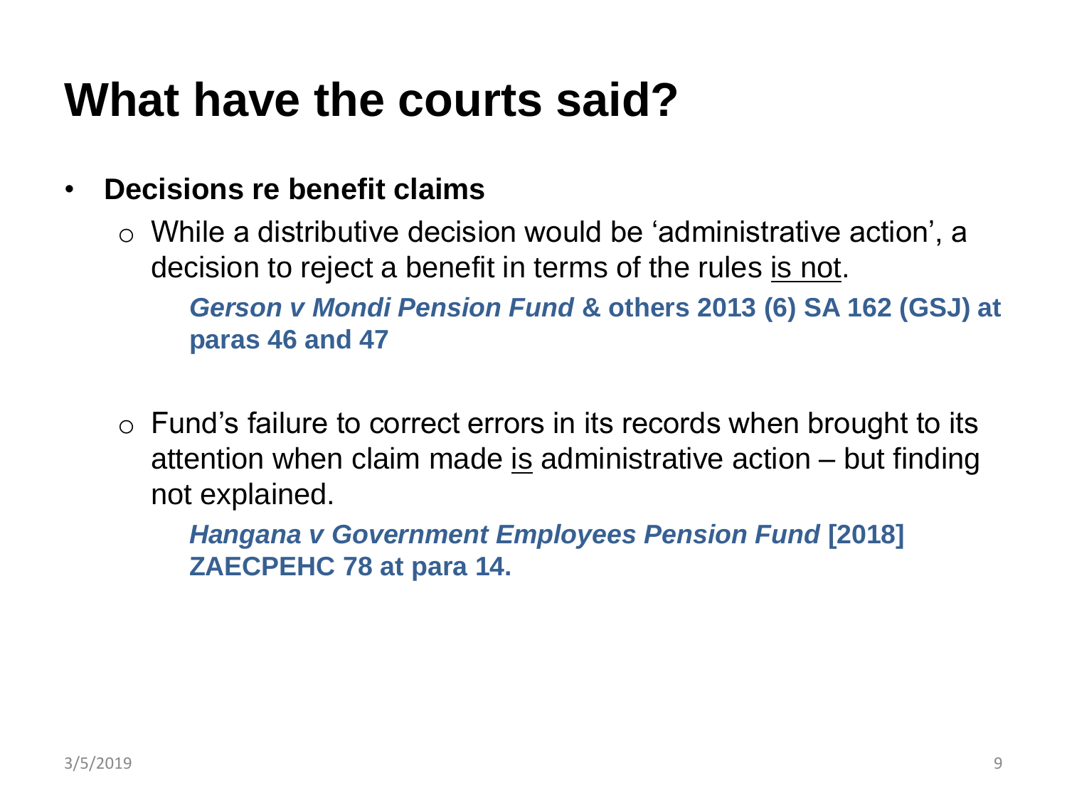# What have the courts said?

- **Decisions re benefit claims**
  - While a distributive decision would be 'administrative action', a decision to reject a benefit in terms of the rules <u>is not</u>.

    ***Gerson v Mondi Pension Fund* & others 2013 (6) SA 162 (GSJ) at paras 46 and 47**

  - Fund's failure to correct errors in its records when brought to its attention when claim made <u>is</u> administrative action – but finding not explained.

    ***Hangana v Government Employees Pension Fund* [2018] ZAECPEHC 78 at para 14.**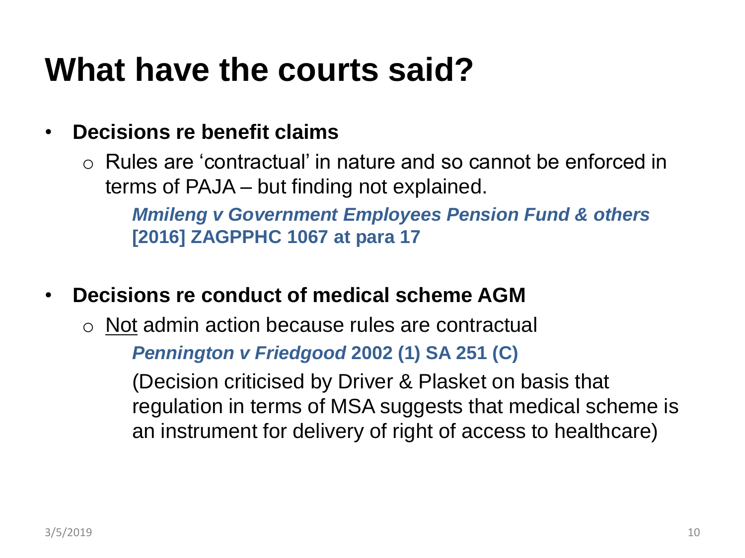# What have the courts said?

- **Decisions re benefit claims**
  - Rules are 'contractual' in nature and so cannot be enforced in terms of PAJA – but finding not explained.

    ***Mmileng v Government Employees Pension Fund & others* [2016] ZAGPPHC 1067 at para 17**

- **Decisions re conduct of medical scheme AGM**
  - <u>Not</u> admin action because rules are contractual

    ***Pennington v Friedgood* 2002 (1) SA 251 (C)**

    (Decision criticised by Driver & Plasket on basis that regulation in terms of MSA suggests that medical scheme is an instrument for delivery of right of access to healthcare)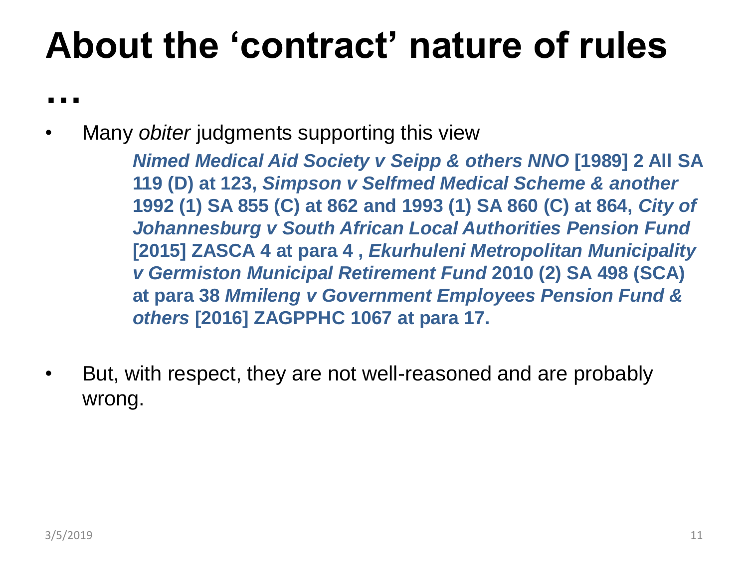# About the 'contract' nature of rules …

- Many *obiter* judgments supporting this view

  ***Nimed Medical Aid Society v Seipp & others NNO*** **[1989] 2 All SA 119 (D) at 123,** ***Simpson v Selfmed Medical Scheme & another*** **1992 (1) SA 855 (C) at 862 and 1993 (1) SA 860 (C) at 864,** ***City of Johannesburg v South African Local Authorities Pension Fund*** **[2015] ZASCA 4 at para 4 ,** ***Ekurhuleni Metropolitan Municipality v Germiston Municipal Retirement Fund*** **2010 (2) SA 498 (SCA) at para 38** ***Mmileng v Government Employees Pension Fund & others*** **[2016] ZAGPPHC 1067 at para 17.**

- But, with respect, they are not well-reasoned and are probably wrong.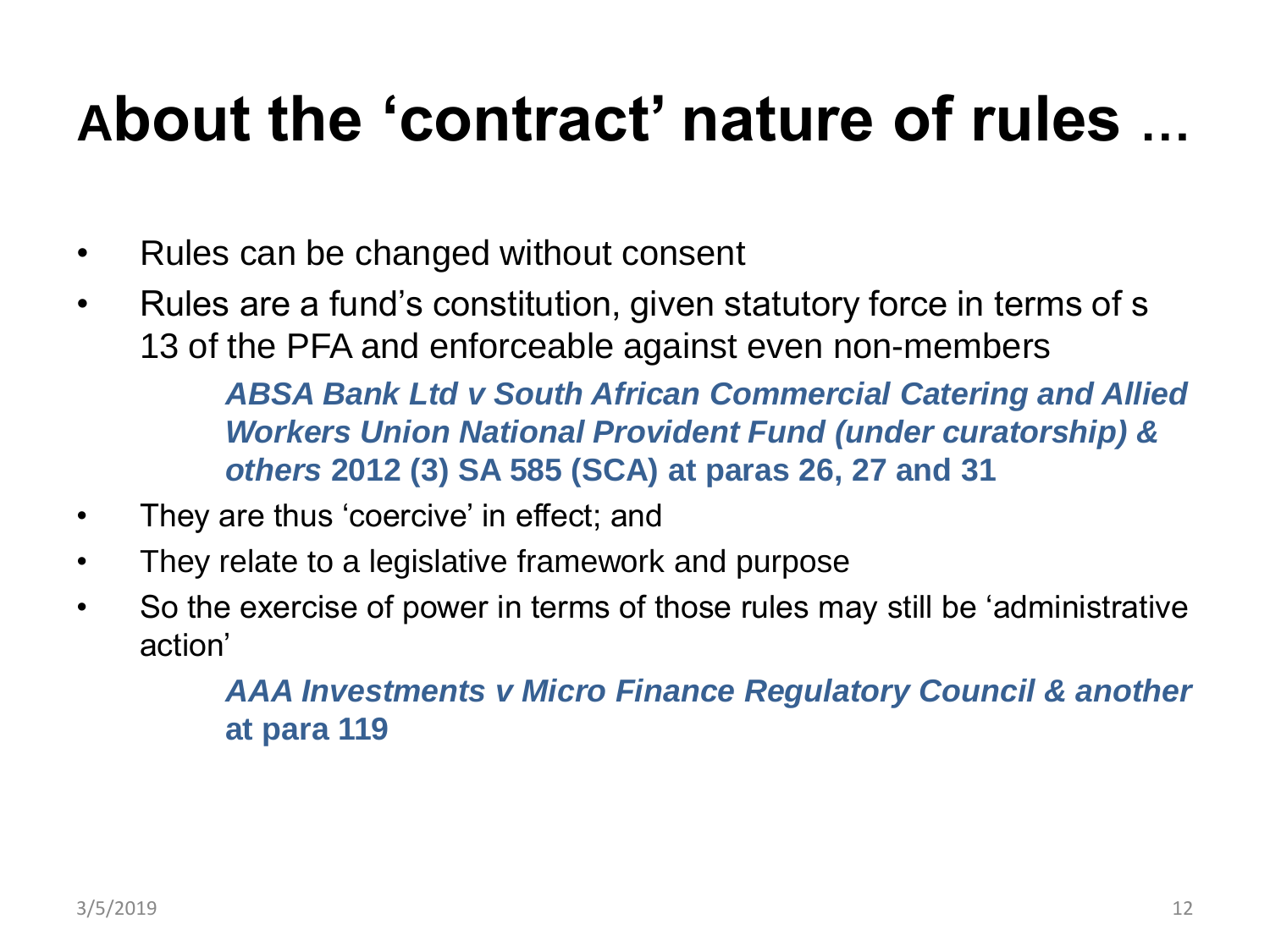# About the 'contract' nature of rules …

- Rules can be changed without consent
- Rules are a fund's constitution, given statutory force in terms of s 13 of the PFA and enforceable against even non-members

  ***ABSA Bank Ltd v South African Commercial Catering and Allied Workers Union National Provident Fund (under curatorship) & others* 2012 (3) SA 585 (SCA) at paras 26, 27 and 31**

- They are thus 'coercive' in effect; and
- They relate to a legislative framework and purpose
- So the exercise of power in terms of those rules may still be 'administrative action'

  ***AAA Investments v Micro Finance Regulatory Council & another* at para 119**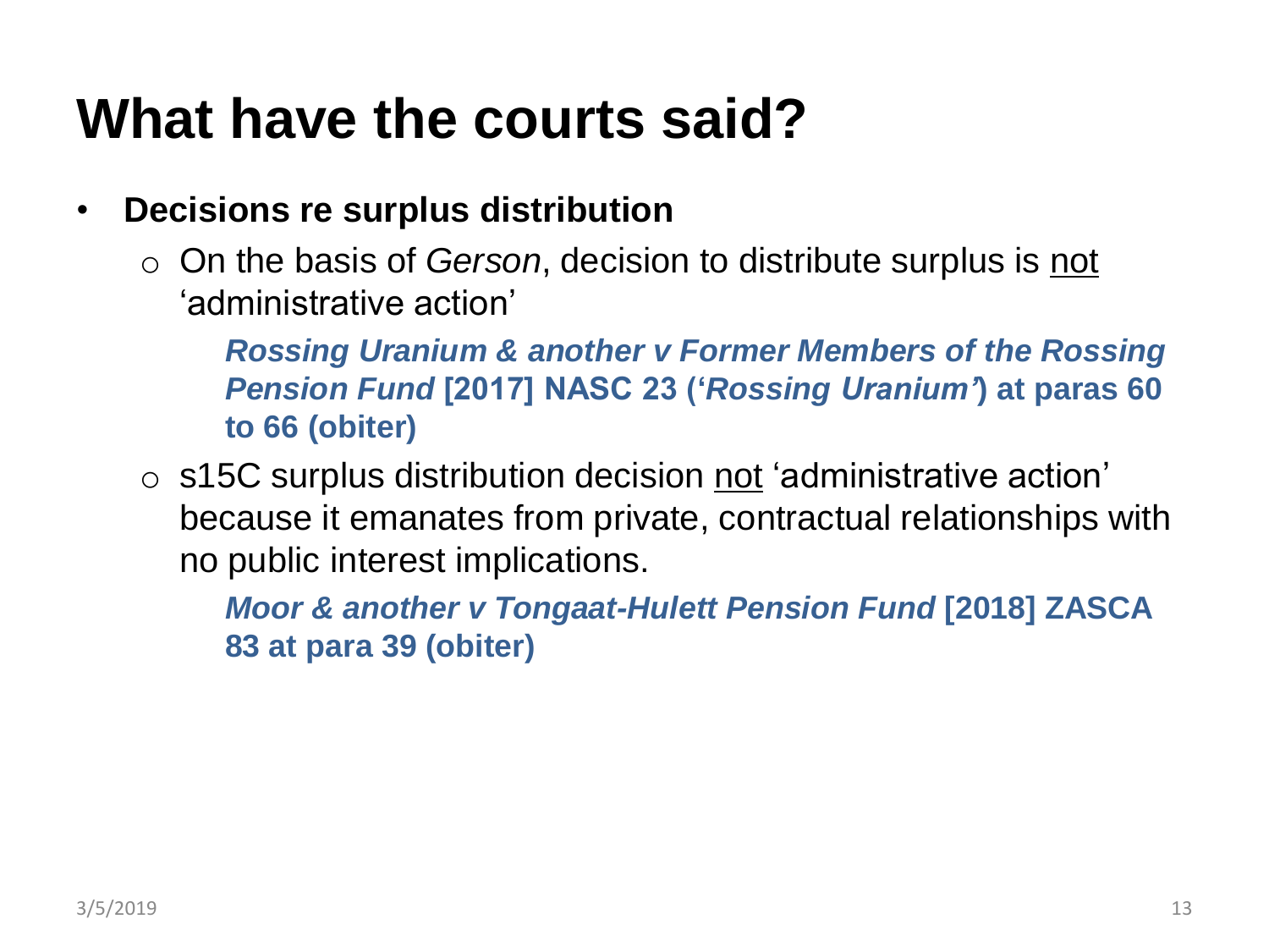# What have the courts said?

- **Decisions re surplus distribution**
  - On the basis of *Gerson*, decision to distribute surplus is <u>not</u> 'administrative action'

    ***Rossing Uranium & another v Former Members of the Rossing Pension Fund* [2017] NASC 23 ('*Rossing Uranium*') at paras 60 to 66 (obiter)**

  - s15C surplus distribution decision <u>not</u> 'administrative action' because it emanates from private, contractual relationships with no public interest implications.

    ***Moor & another v Tongaat-Hulett Pension Fund* [2018] ZASCA 83 at para 39 (obiter)**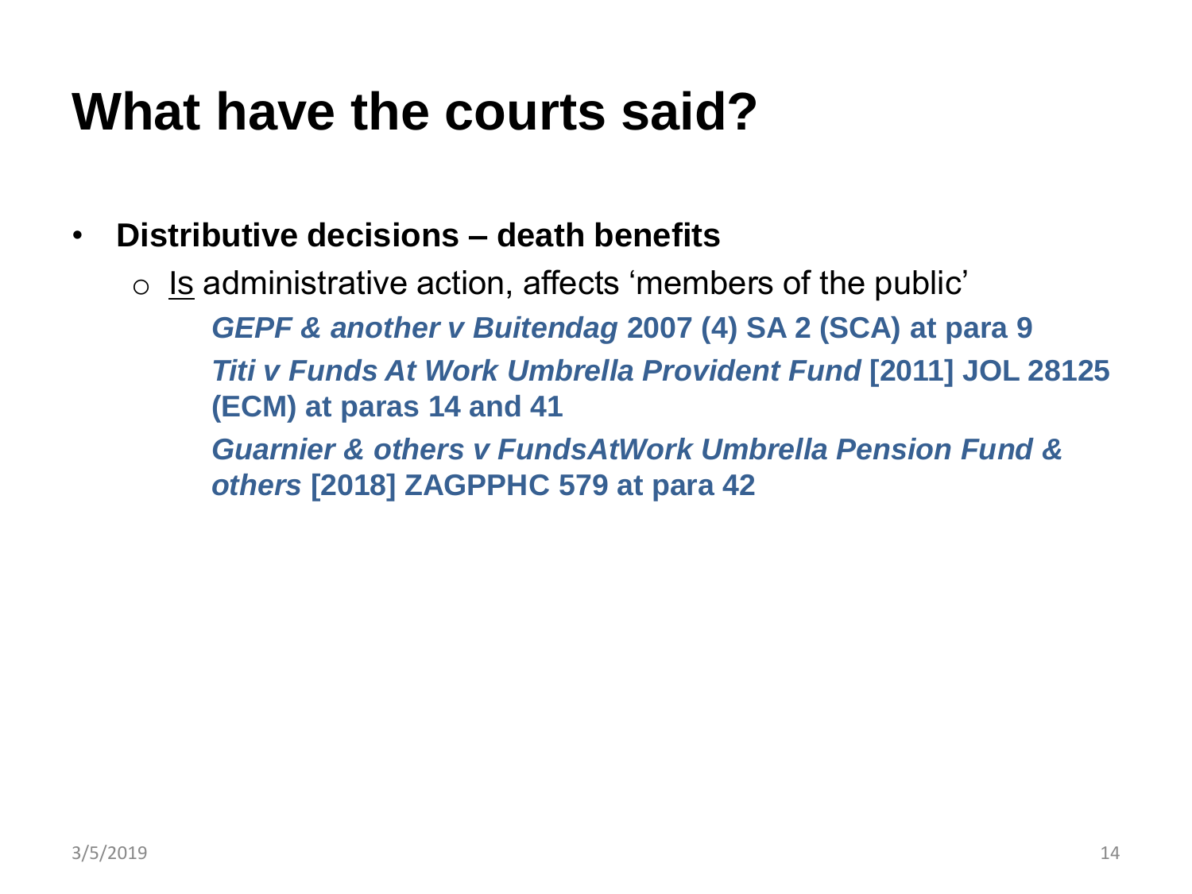# What have the courts said?

- **Distributive decisions – death benefits**
  - <u>Is</u> administrative action, affects 'members of the public'

    ***GEPF & another v Buitendag* 2007 (4) SA 2 (SCA) at para 9**

    ***Titi v Funds At Work Umbrella Provident Fund* [2011] JOL 28125 (ECM) at paras 14 and 41**

    ***Guarnier & others v FundsAtWork Umbrella Pension Fund & others* [2018] ZAGPPHC 579 at para 42**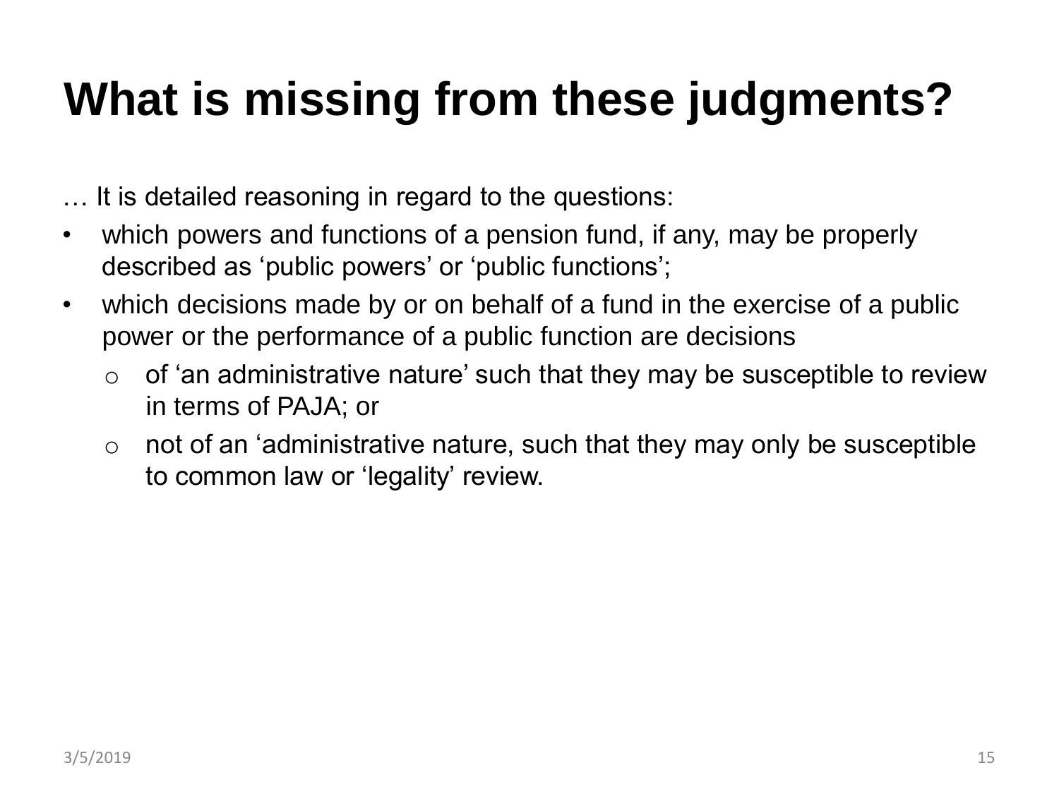# What is missing from these judgments?

… It is detailed reasoning in regard to the questions:

- which powers and functions of a pension fund, if any, may be properly described as 'public powers' or 'public functions';
- which decisions made by or on behalf of a fund in the exercise of a public power or the performance of a public function are decisions
  - of 'an administrative nature' such that they may be susceptible to review in terms of PAJA; or
  - not of an 'administrative nature, such that they may only be susceptible to common law or 'legality' review.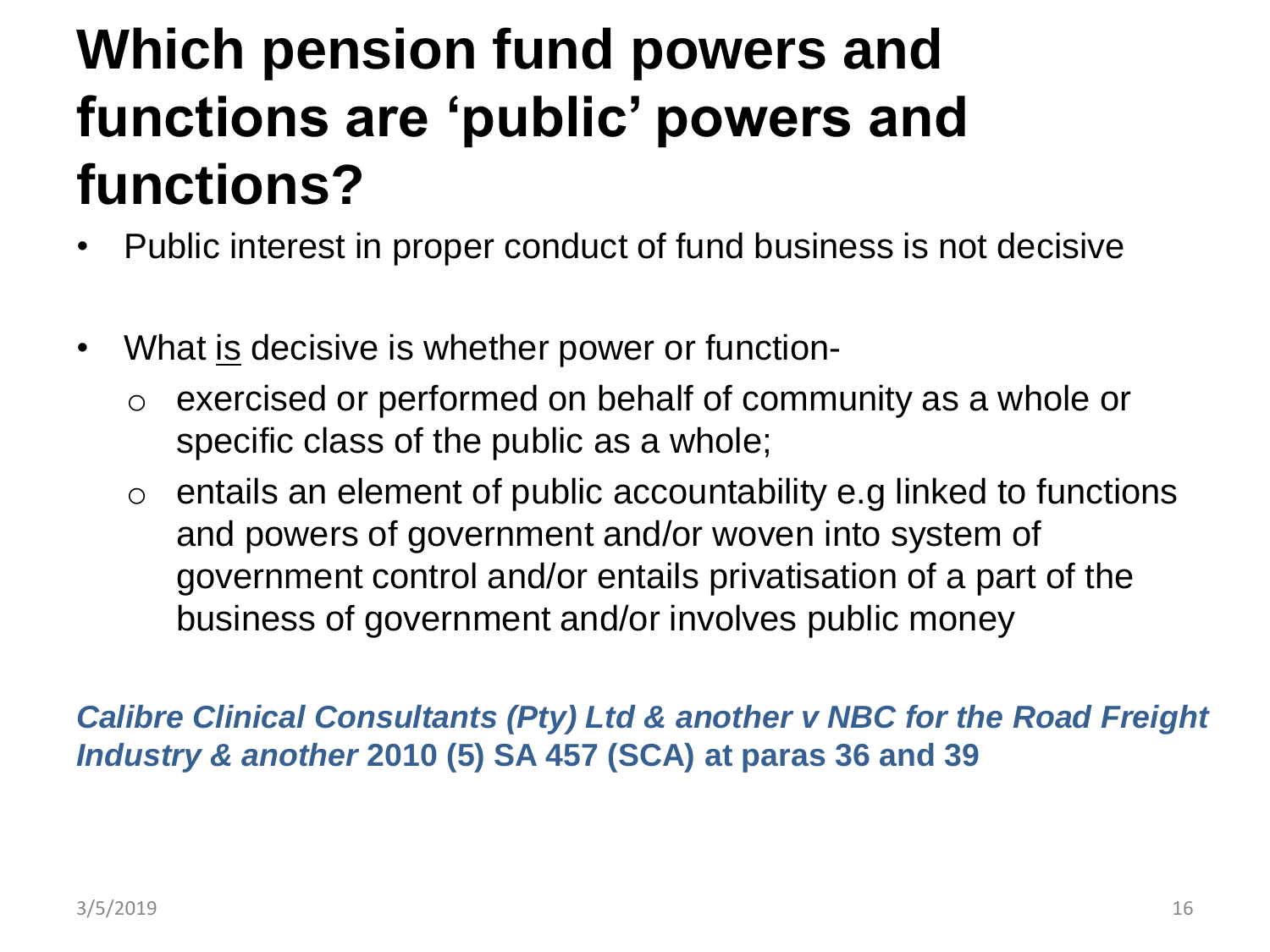# Which pension fund powers and functions are 'public' powers and functions?

- Public interest in proper conduct of fund business is not decisive
- What is decisive is whether power or function-
  - exercised or performed on behalf of community as a whole or specific class of the public as a whole;
  - entails an element of public accountability e.g linked to functions and powers of government and/or woven into system of government control and/or entails privatisation of a part of the business of government and/or involves public money

***Calibre Clinical Consultants (Pty) Ltd & another v NBC for the Road Freight Industry & another* 2010 (5) SA 457 (SCA) at paras 36 and 39**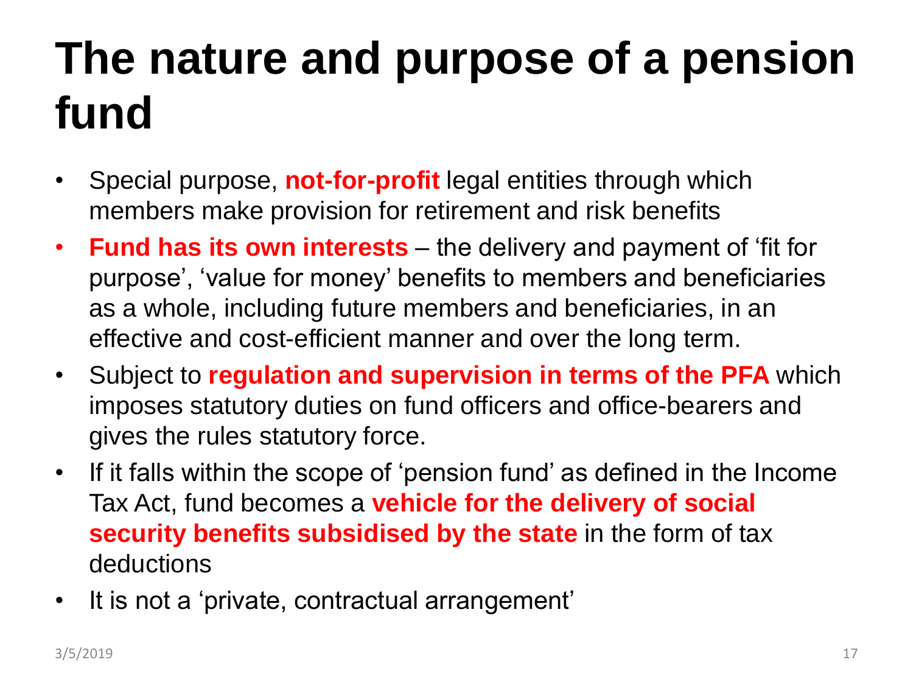# The nature and purpose of a pension fund

- Special purpose, **not-for-profit** legal entities through which members make provision for retirement and risk benefits
- **Fund has its own interests** – the delivery and payment of 'fit for purpose', 'value for money' benefits to members and beneficiaries as a whole, including future members and beneficiaries, in an effective and cost-efficient manner and over the long term.
- Subject to **regulation and supervision in terms of the PFA** which imposes statutory duties on fund officers and office-bearers and gives the rules statutory force.
- If it falls within the scope of 'pension fund' as defined in the Income Tax Act, fund becomes a **vehicle for the delivery of social security benefits subsidised by the state** in the form of tax deductions
- It is not a 'private, contractual arrangement'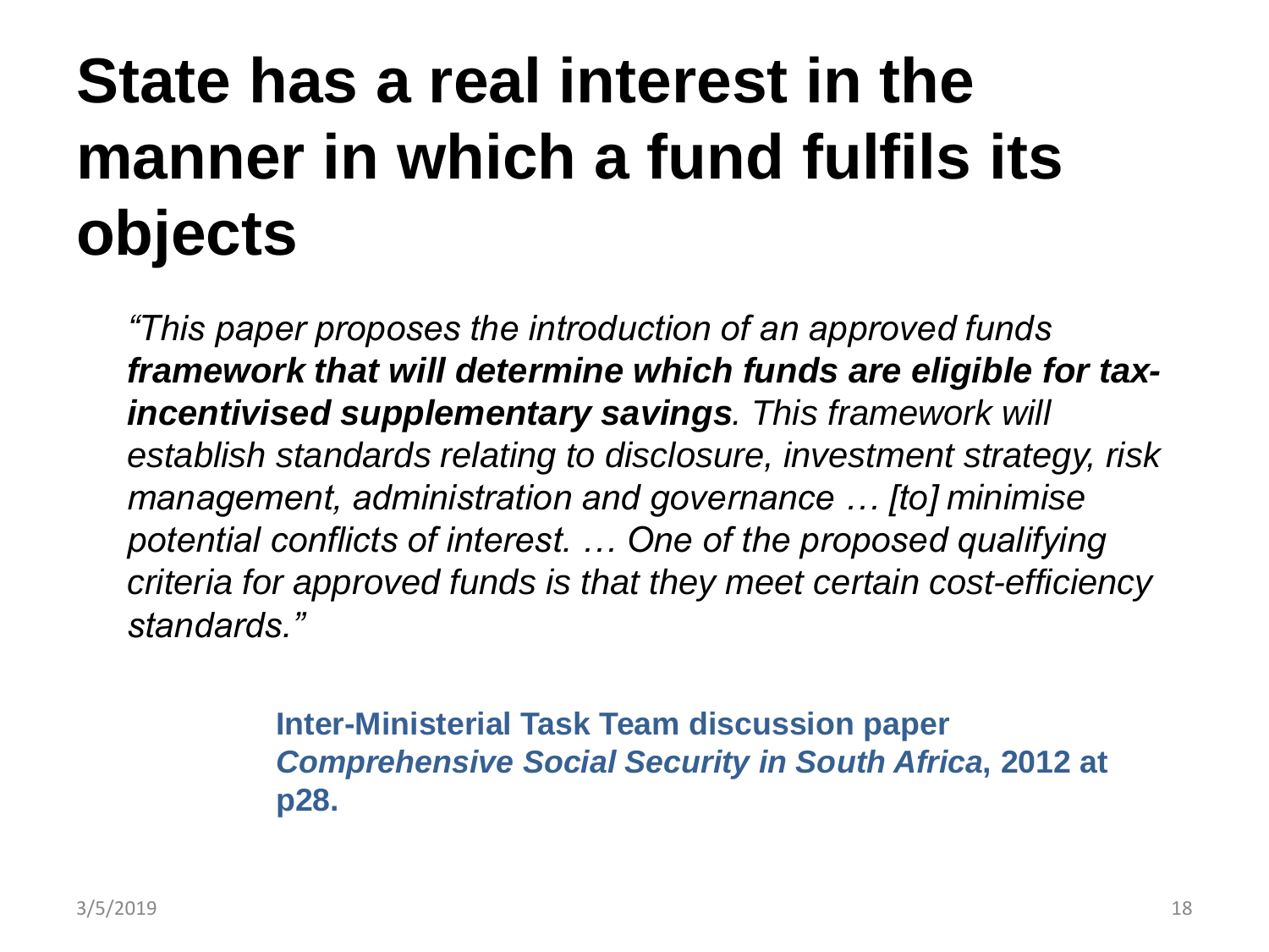# State has a real interest in the manner in which a fund fulfils its objects

*"This paper proposes the introduction of an approved funds* ***framework that will determine which funds are eligible for tax-incentivised supplementary savings****. This framework will establish standards relating to disclosure, investment strategy, risk management, administration and governance … [to] minimise potential conflicts of interest. … One of the proposed qualifying criteria for approved funds is that they meet certain cost-efficiency standards."*

**Inter-Ministerial Task Team discussion paper *Comprehensive Social Security in South Africa*, 2012 at p28.**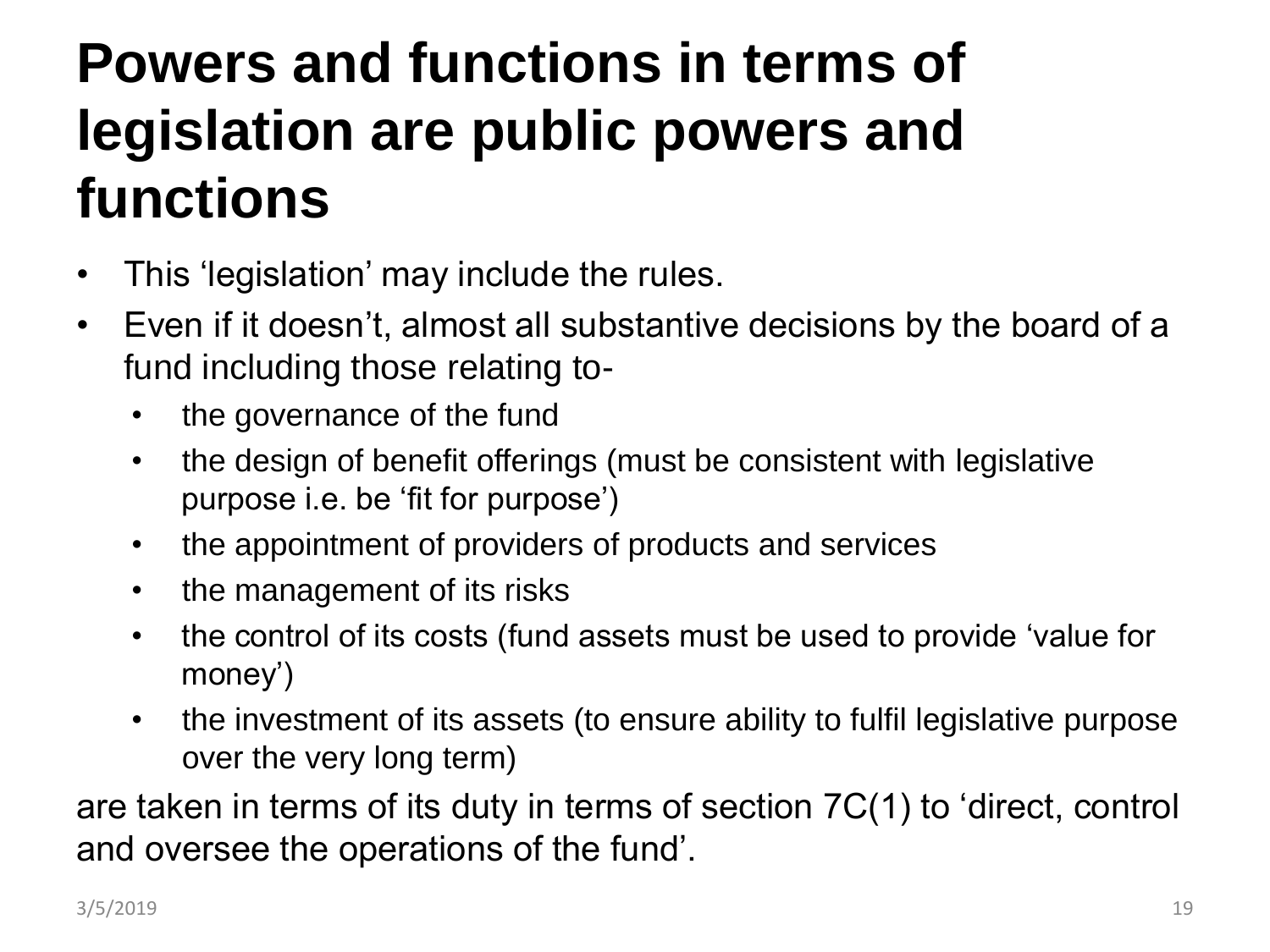# Powers and functions in terms of legislation are public powers and functions

- This 'legislation' may include the rules.
- Even if it doesn't, almost all substantive decisions by the board of a fund including those relating to-
  - the governance of the fund
  - the design of benefit offerings (must be consistent with legislative purpose i.e. be 'fit for purpose')
  - the appointment of providers of products and services
  - the management of its risks
  - the control of its costs (fund assets must be used to provide 'value for money')
  - the investment of its assets (to ensure ability to fulfil legislative purpose over the very long term)

are taken in terms of its duty in terms of section 7C(1) to 'direct, control and oversee the operations of the fund'.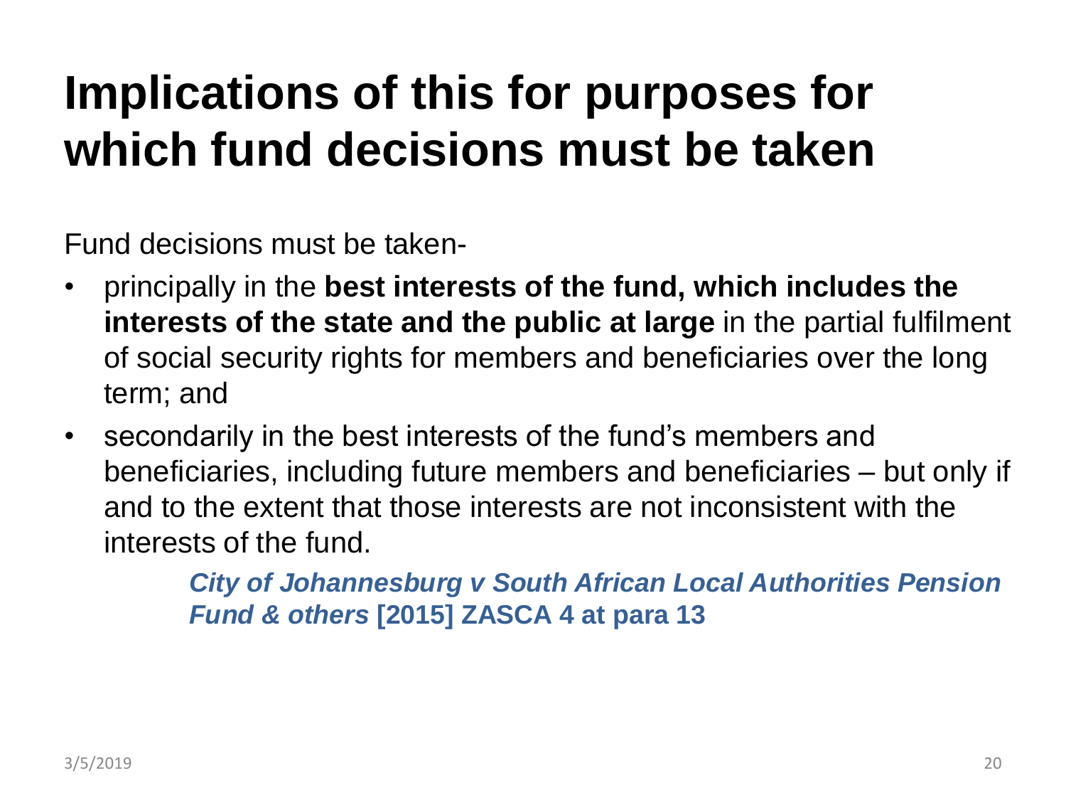# Implications of this for purposes for which fund decisions must be taken

Fund decisions must be taken-

- principally in the **best interests of the fund, which includes the interests of the state and the public at large** in the partial fulfilment of social security rights for members and beneficiaries over the long term; and
- secondarily in the best interests of the fund's members and beneficiaries, including future members and beneficiaries – but only if and to the extent that those interests are not inconsistent with the interests of the fund.

***City of Johannesburg v South African Local Authorities Pension Fund & others* [2015] ZASCA 4 at para 13**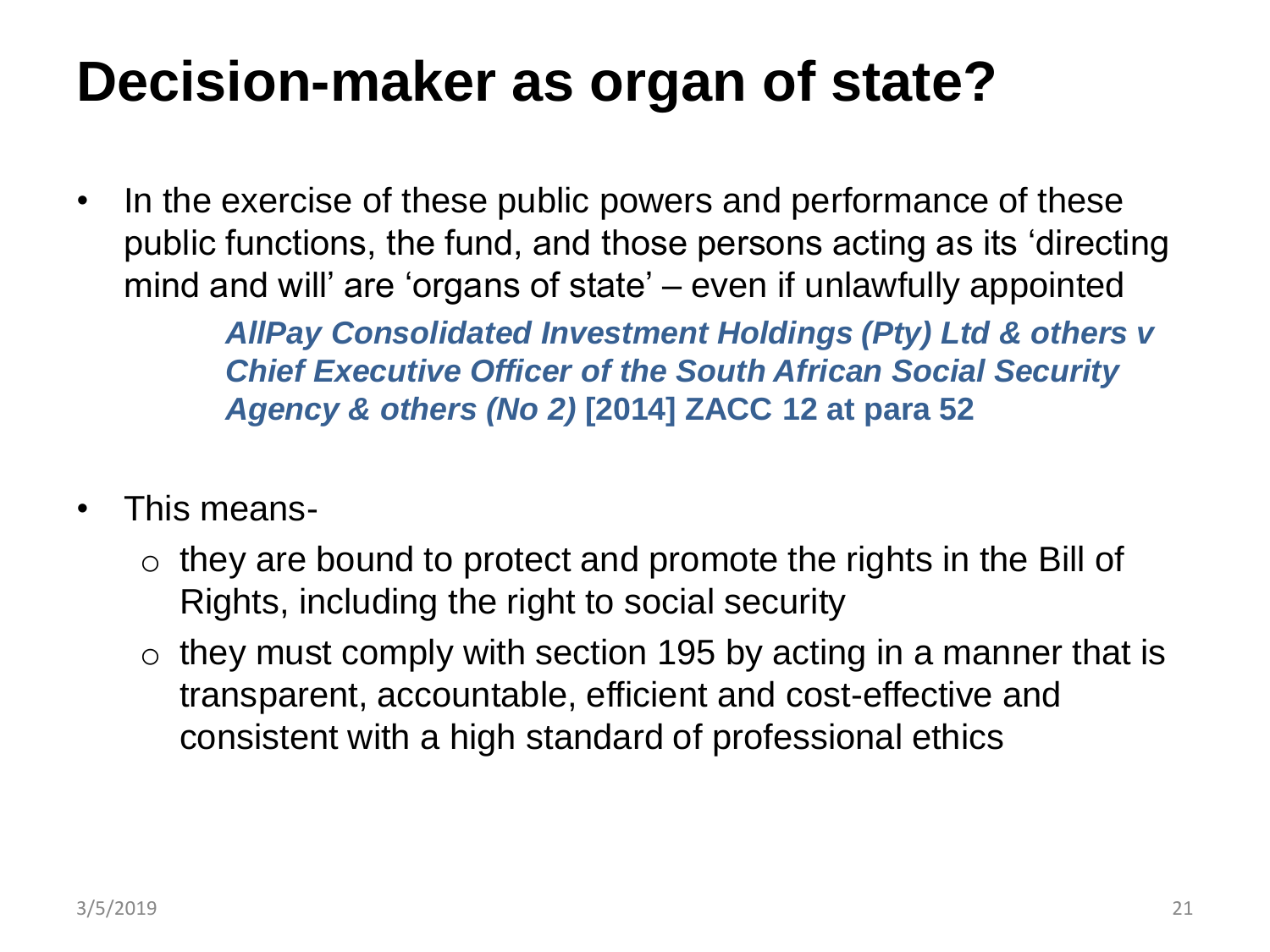# Decision-maker as organ of state?

- In the exercise of these public powers and performance of these public functions, the fund, and those persons acting as its 'directing mind and will' are 'organs of state' – even if unlawfully appointed

  ***AllPay Consolidated Investment Holdings (Pty) Ltd & others v Chief Executive Officer of the South African Social Security Agency & others (No 2)*** **[2014] ZACC 12 at para 52**

- This means-
  - they are bound to protect and promote the rights in the Bill of Rights, including the right to social security
  - they must comply with section 195 by acting in a manner that is transparent, accountable, efficient and cost-effective and consistent with a high standard of professional ethics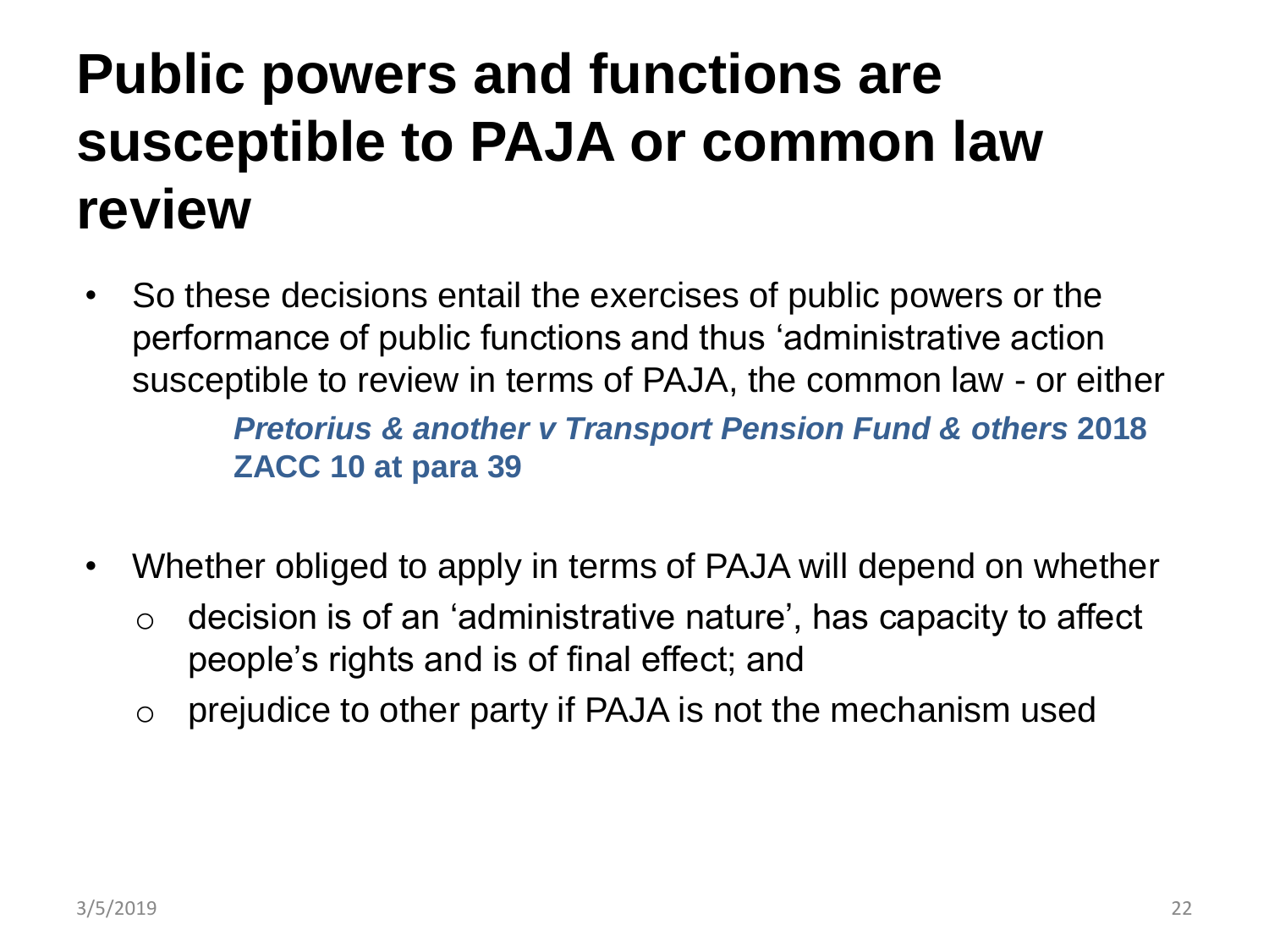# Public powers and functions are susceptible to PAJA or common law review

- So these decisions entail the exercises of public powers or the performance of public functions and thus 'administrative action susceptible to review in terms of PAJA, the common law - or either

  ***Pretorius & another v Transport Pension Fund & others* 2018 ZACC 10 at para 39**

- Whether obliged to apply in terms of PAJA will depend on whether
  - decision is of an 'administrative nature', has capacity to affect people's rights and is of final effect; and
  - prejudice to other party if PAJA is not the mechanism used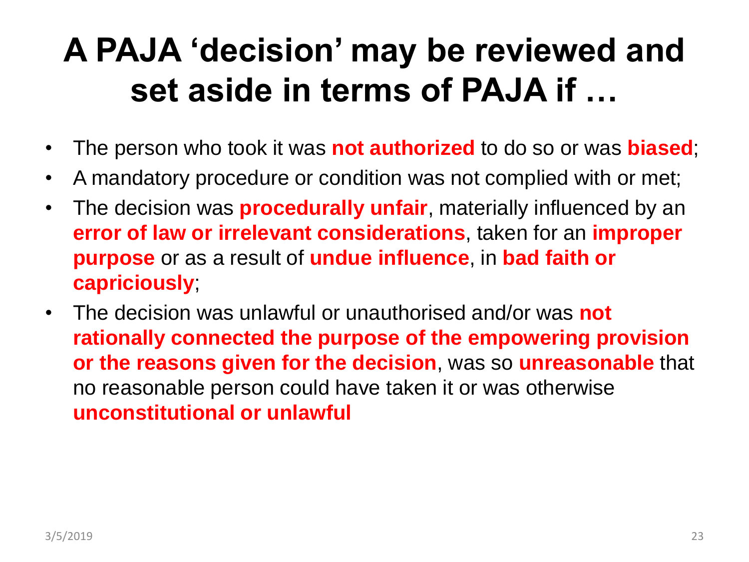# A PAJA 'decision' may be reviewed and set aside in terms of PAJA if …

- The person who took it was **not authorized** to do so or was **biased**;
- A mandatory procedure or condition was not complied with or met;
- The decision was **procedurally unfair**, materially influenced by an **error of law or irrelevant considerations**, taken for an **improper purpose** or as a result of **undue influence**, in **bad faith or capriciously**;
- The decision was unlawful or unauthorised and/or was **not rationally connected the purpose of the empowering provision or the reasons given for the decision**, was so **unreasonable** that no reasonable person could have taken it or was otherwise **unconstitutional or unlawful**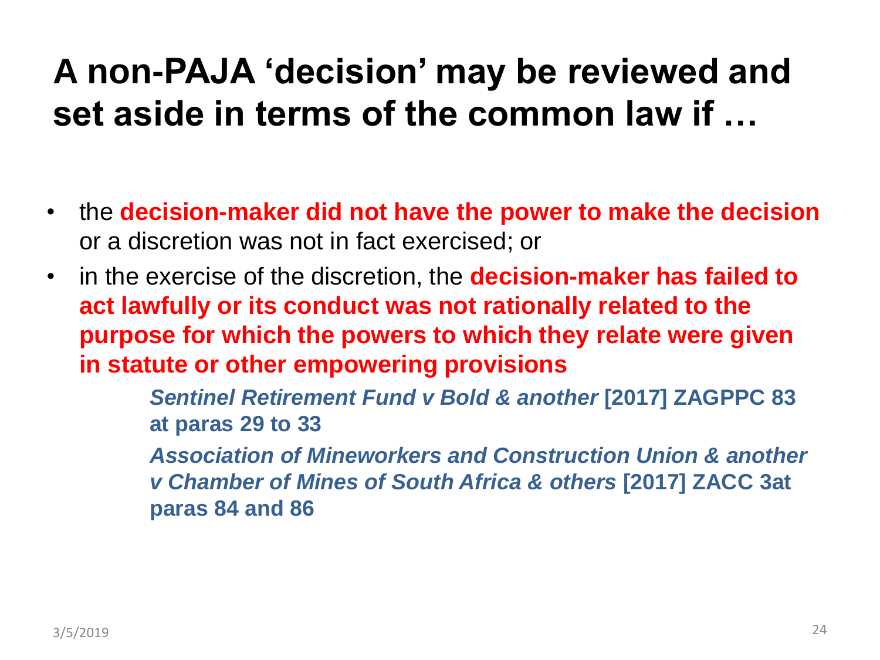# A non-PAJA 'decision' may be reviewed and set aside in terms of the common law if …

- the **decision-maker did not have the power to make the decision** or a discretion was not in fact exercised; or
- in the exercise of the discretion, the **decision-maker has failed to act lawfully or its conduct was not rationally related to the purpose for which the powers to which they relate were given in statute or other empowering provisions**

  ***Sentinel Retirement Fund v Bold & another*** **[2017] ZAGPPC 83 at paras 29 to 33**

  ***Association of Mineworkers and Construction Union & another v Chamber of Mines of South Africa & others*** **[2017] ZACC 3at paras 84 and 86**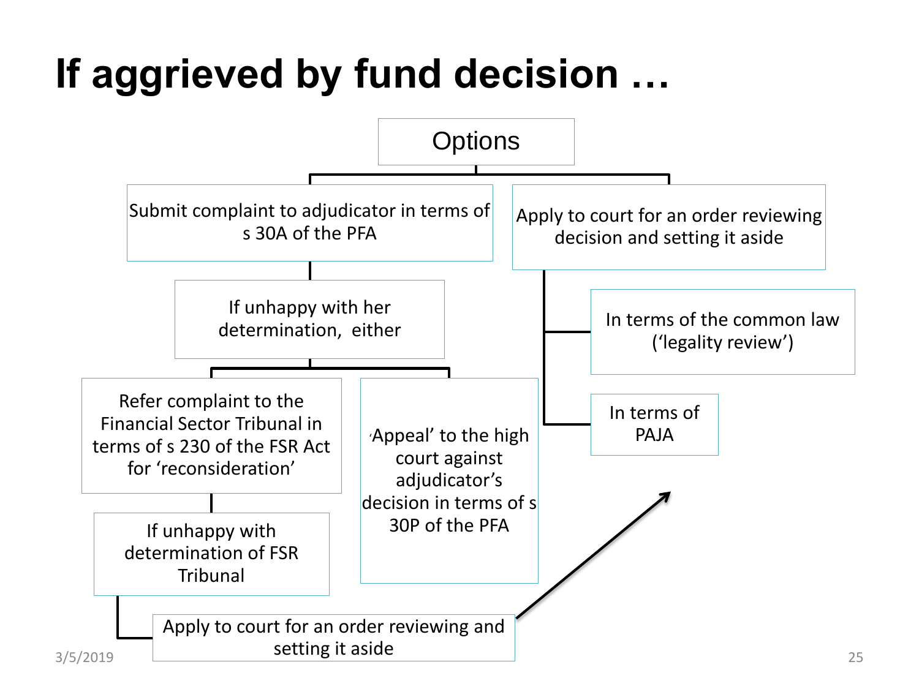# If aggrieved by fund decision …

**Options**

- Submit complaint to adjudicator in terms of s 30A of the PFA
  - If unhappy with her determination, either
    - Refer complaint to the Financial Sector Tribunal in terms of s 230 of the FSR Act for 'reconsideration'
      - If unhappy with determination of FSR Tribunal
        - Apply to court for an order reviewing and setting it aside
    - 'Appeal' to the high court against adjudicator's decision in terms of s 30P of the PFA
- Apply to court for an order reviewing decision and setting it aside
  - In terms of the common law ('legality review')
  - In terms of PAJA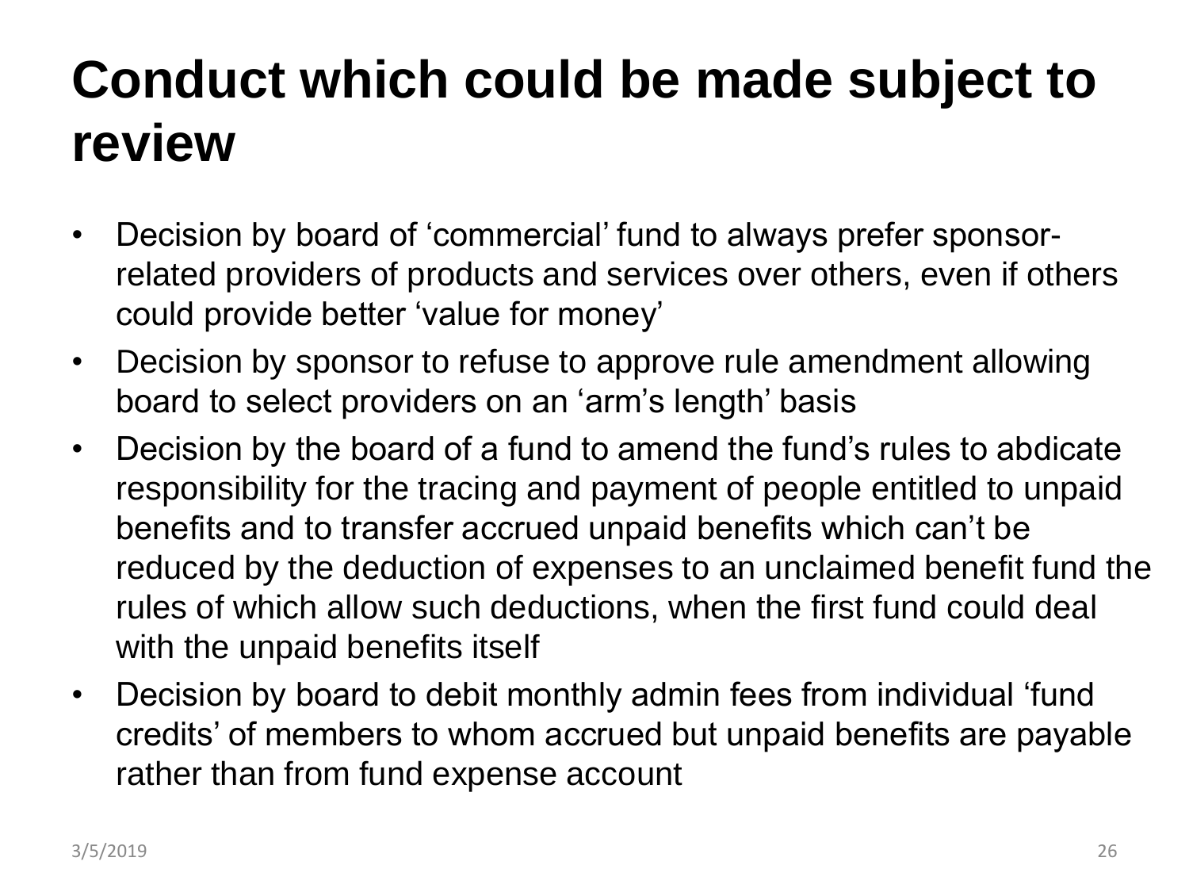# Conduct which could be made subject to review

- Decision by board of 'commercial' fund to always prefer sponsor-related providers of products and services over others, even if others could provide better 'value for money'
- Decision by sponsor to refuse to approve rule amendment allowing board to select providers on an 'arm's length' basis
- Decision by the board of a fund to amend the fund's rules to abdicate responsibility for the tracing and payment of people entitled to unpaid benefits and to transfer accrued unpaid benefits which can't be reduced by the deduction of expenses to an unclaimed benefit fund the rules of which allow such deductions, when the first fund could deal with the unpaid benefits itself
- Decision by board to debit monthly admin fees from individual 'fund credits' of members to whom accrued but unpaid benefits are payable rather than from fund expense account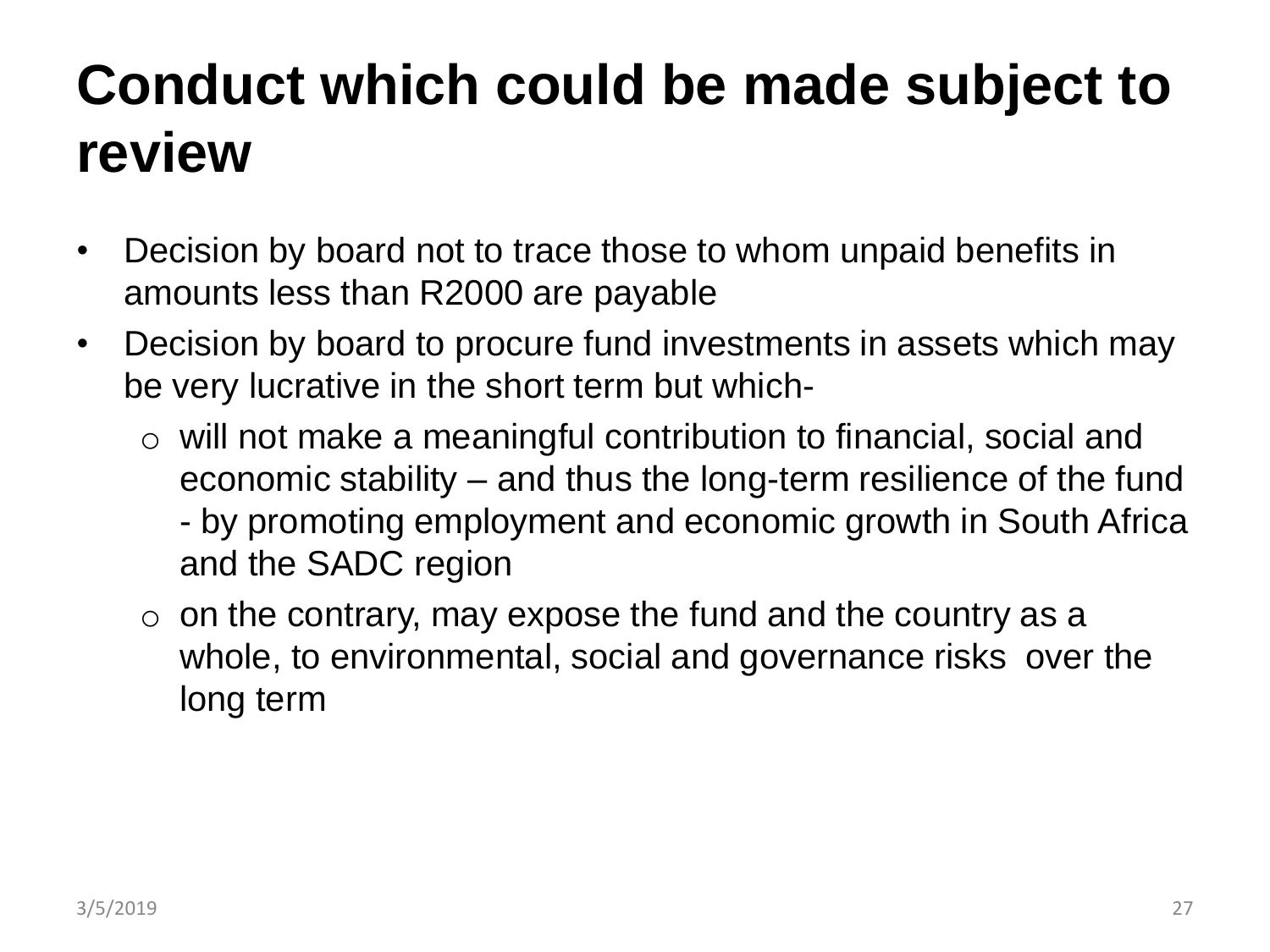# Conduct which could be made subject to review

- Decision by board not to trace those to whom unpaid benefits in amounts less than R2000 are payable
- Decision by board to procure fund investments in assets which may be very lucrative in the short term but which-
  - will not make a meaningful contribution to financial, social and economic stability – and thus the long-term resilience of the fund - by promoting employment and economic growth in South Africa and the SADC region
  - on the contrary, may expose the fund and the country as a whole, to environmental, social and governance risks over the long term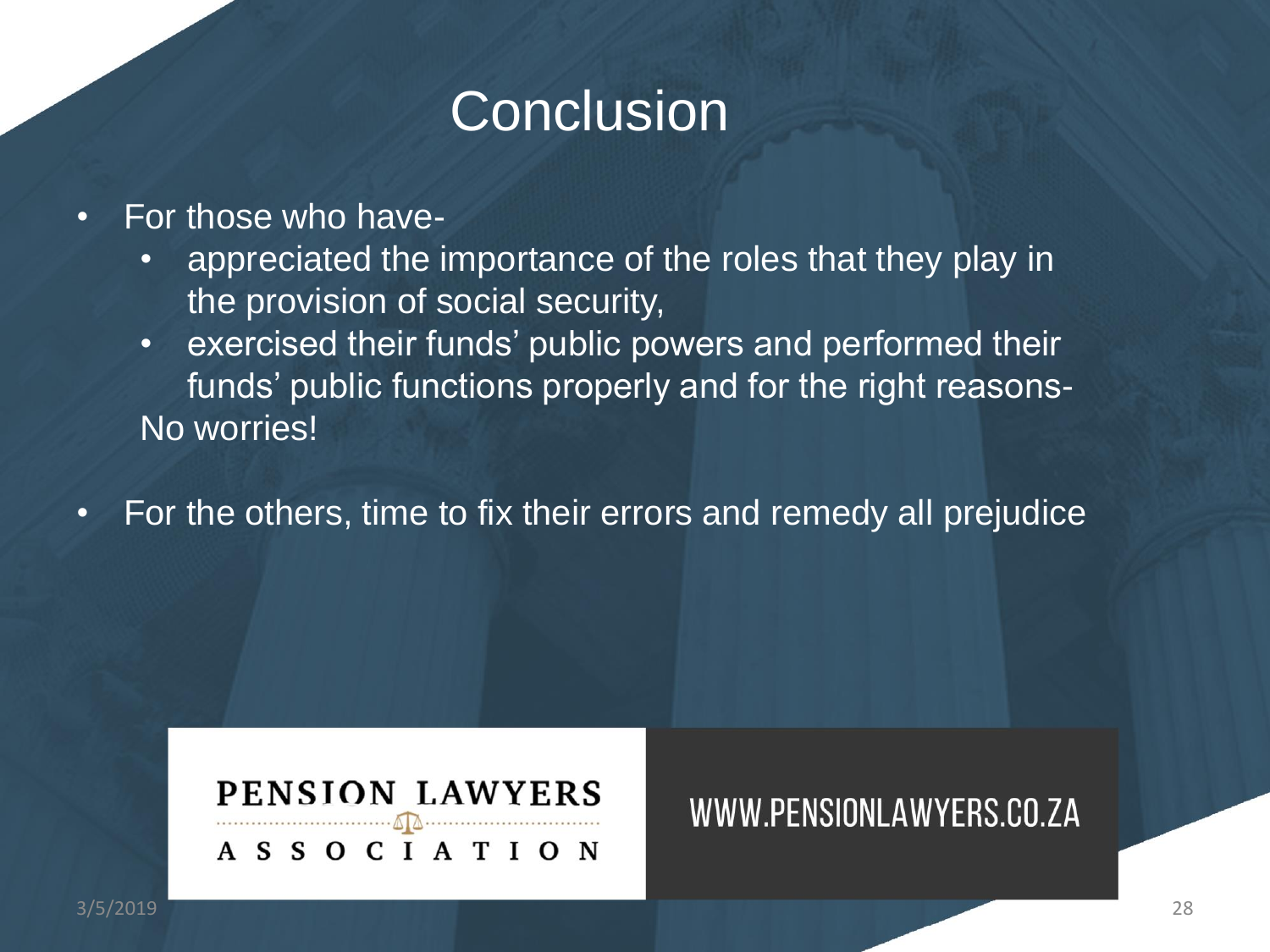# Conclusion

- For those who have-
  - appreciated the importance of the roles that they play in the provision of social security,
  - exercised their funds' public powers and performed their funds' public functions properly and for the right reasons-

  No worries!

- For the others, time to fix their errors and remedy all prejudice

PENSION LAWYERS ASSOCIATION

WWW.PENSIONLAWYERS.CO.ZA